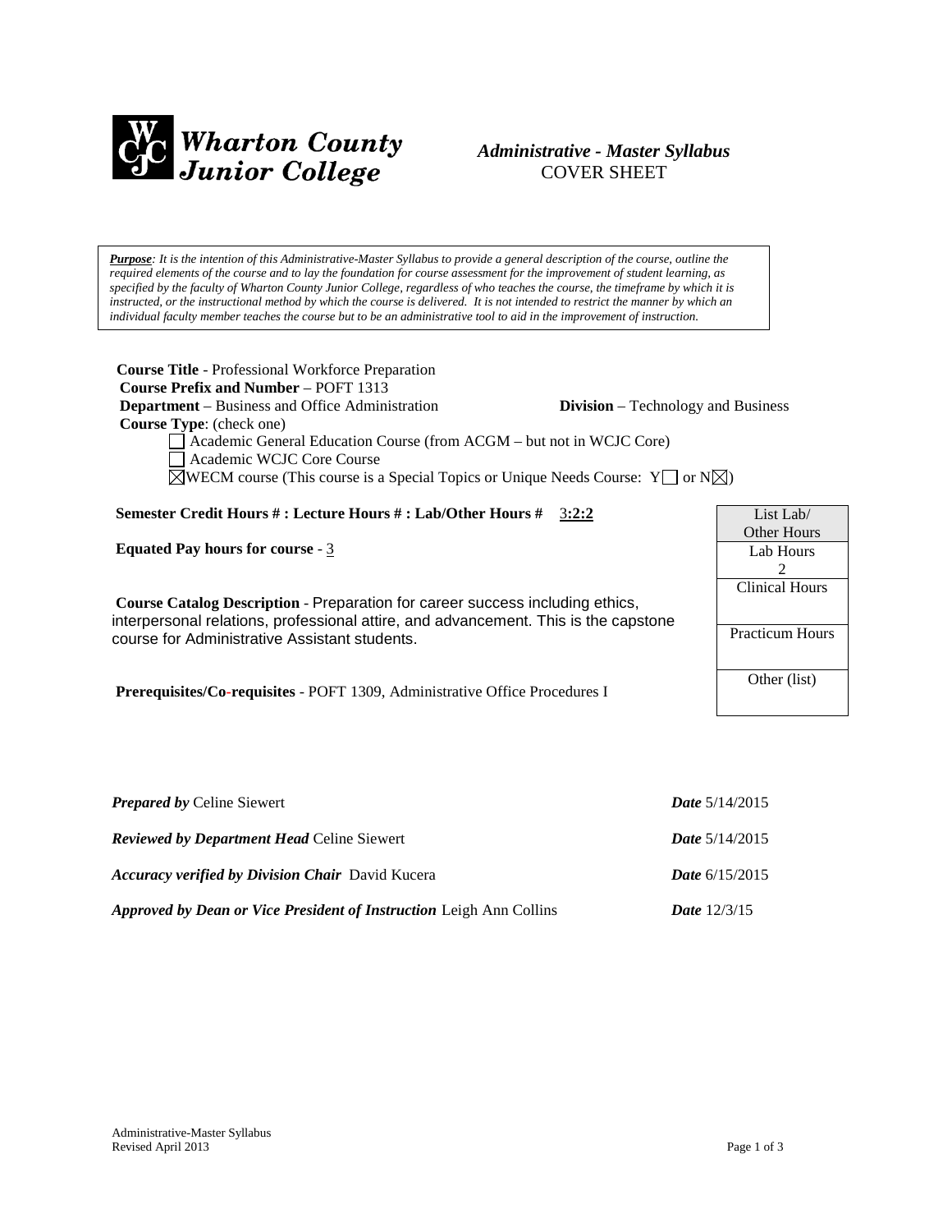**Wharton County Junior College**

# *Administrative - Master Syllabus*
COVER SHEET

***Purpose****: It is the intention of this Administrative-Master Syllabus to provide a general description of the course, outline the required elements of the course and to lay the foundation for course assessment for the improvement of student learning, as specified by the faculty of Wharton County Junior College, regardless of who teaches the course, the timeframe by which it is instructed, or the instructional method by which the course is delivered. It is not intended to restrict the manner by which an individual faculty member teaches the course but to be an administrative tool to aid in the improvement of instruction.*

**Course Title** - Professional Workforce Preparation
**Course Prefix and Number** – POFT 1313
**Department** – Business and Office Administration **Division** – Technology and Business
**Course Type**: (check one)

- ☐ Academic General Education Course (from ACGM – but not in WCJC Core)
- ☐ Academic WCJC Core Course
- ☒ WECM course (This course is a Special Topics or Unique Needs Course: Y☐ or N☒)

**Semester Credit Hours # : Lecture Hours # : Lab/Other Hours #** 3**:2:2**

**Equated Pay hours for course** - 3

| List Lab/ Other Hours |
|---|
| Lab Hours 2 |
| Clinical Hours |
| Practicum Hours |
| Other (list) |

**Course Catalog Description** - Preparation for career success including ethics, interpersonal relations, professional attire, and advancement. This is the capstone course for Administrative Assistant students.

**Prerequisites/Co-requisites** - POFT 1309, Administrative Office Procedures I

***Prepared by*** Celine Siewert ***Date*** 5/14/2015

***Reviewed by Department Head*** Celine Siewert ***Date*** 5/14/2015

***Accuracy verified by Division Chair*** David Kucera ***Date*** 6/15/2015

***Approved by Dean or Vice President of Instruction*** Leigh Ann Collins ***Date*** 12/3/15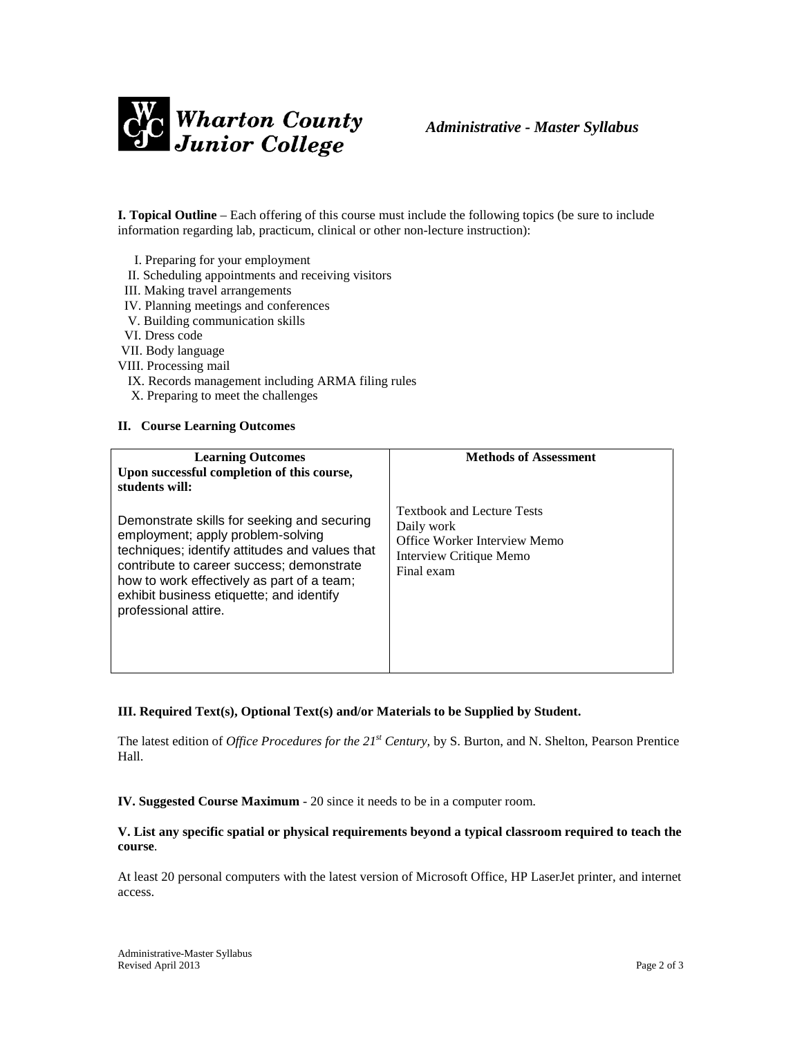**I. Topical Outline** – Each offering of this course must include the following topics (be sure to include information regarding lab, practicum, clinical or other non-lecture instruction):

I. Preparing for your employment
II. Scheduling appointments and receiving visitors
III. Making travel arrangements
IV. Planning meetings and conferences
V. Building communication skills
VI. Dress code
VII. Body language
VIII. Processing mail
IX. Records management including ARMA filing rules
X. Preparing to meet the challenges

**II. Course Learning Outcomes**

| **Learning Outcomes** **Upon successful completion of this course, students will:** | **Methods of Assessment** |
|---|---|
| Demonstrate skills for seeking and securing employment; apply problem-solving techniques; identify attitudes and values that contribute to career success; demonstrate how to work effectively as part of a team; exhibit business etiquette; and identify professional attire. | Textbook and Lecture Tests<br>Daily work<br>Office Worker Interview Memo<br>Interview Critique Memo<br>Final exam |

**III. Required Text(s), Optional Text(s) and/or Materials to be Supplied by Student.**

The latest edition of *Office Procedures for the 21st Century,* by S. Burton, and N. Shelton, Pearson Prentice Hall.

**IV. Suggested Course Maximum** - 20 since it needs to be in a computer room.

**V. List any specific spatial or physical requirements beyond a typical classroom required to teach the course**.

At least 20 personal computers with the latest version of Microsoft Office, HP LaserJet printer, and internet access.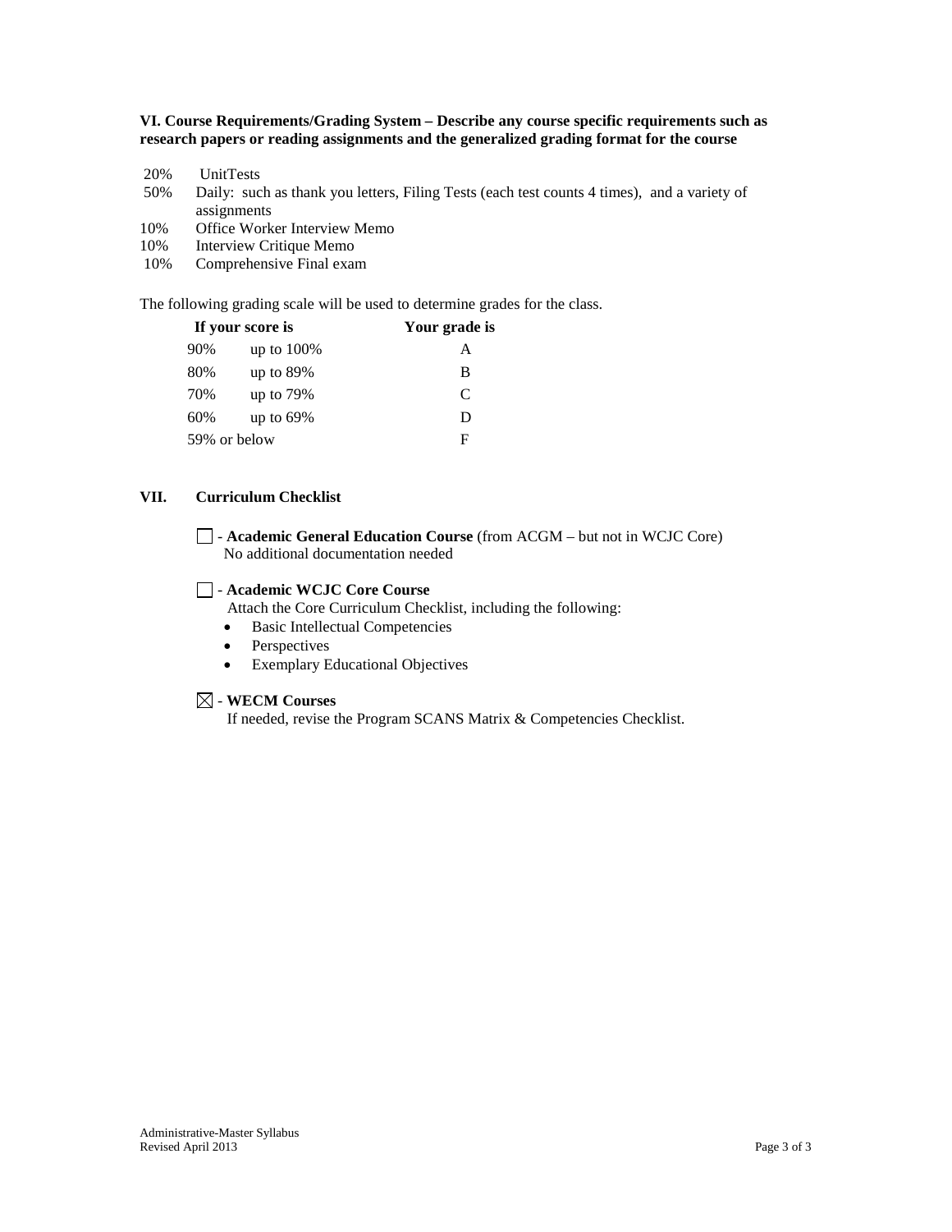**VI. Course Requirements/Grading System – Describe any course specific requirements such as research papers or reading assignments and the generalized grading format for the course**

20% UnitTests
50% Daily: such as thank you letters, Filing Tests (each test counts 4 times), and a variety of assignments
10% Office Worker Interview Memo
10% Interview Critique Memo
10% Comprehensive Final exam

The following grading scale will be used to determine grades for the class.

| If your score is | | Your grade is |
|---|---|---|
| 90% | up to 100% | A |
| 80% | up to 89% | B |
| 70% | up to 79% | C |
| 60% | up to 69% | D |
| 59% or below | | F |

## VII. Curriculum Checklist

☐ - **Academic General Education Course** (from ACGM – but not in WCJC Core)
No additional documentation needed

☐ - **Academic WCJC Core Course**
Attach the Core Curriculum Checklist, including the following:

- Basic Intellectual Competencies
- Perspectives
- Exemplary Educational Objectives

☒ - **WECM Courses**
If needed, revise the Program SCANS Matrix & Competencies Checklist.